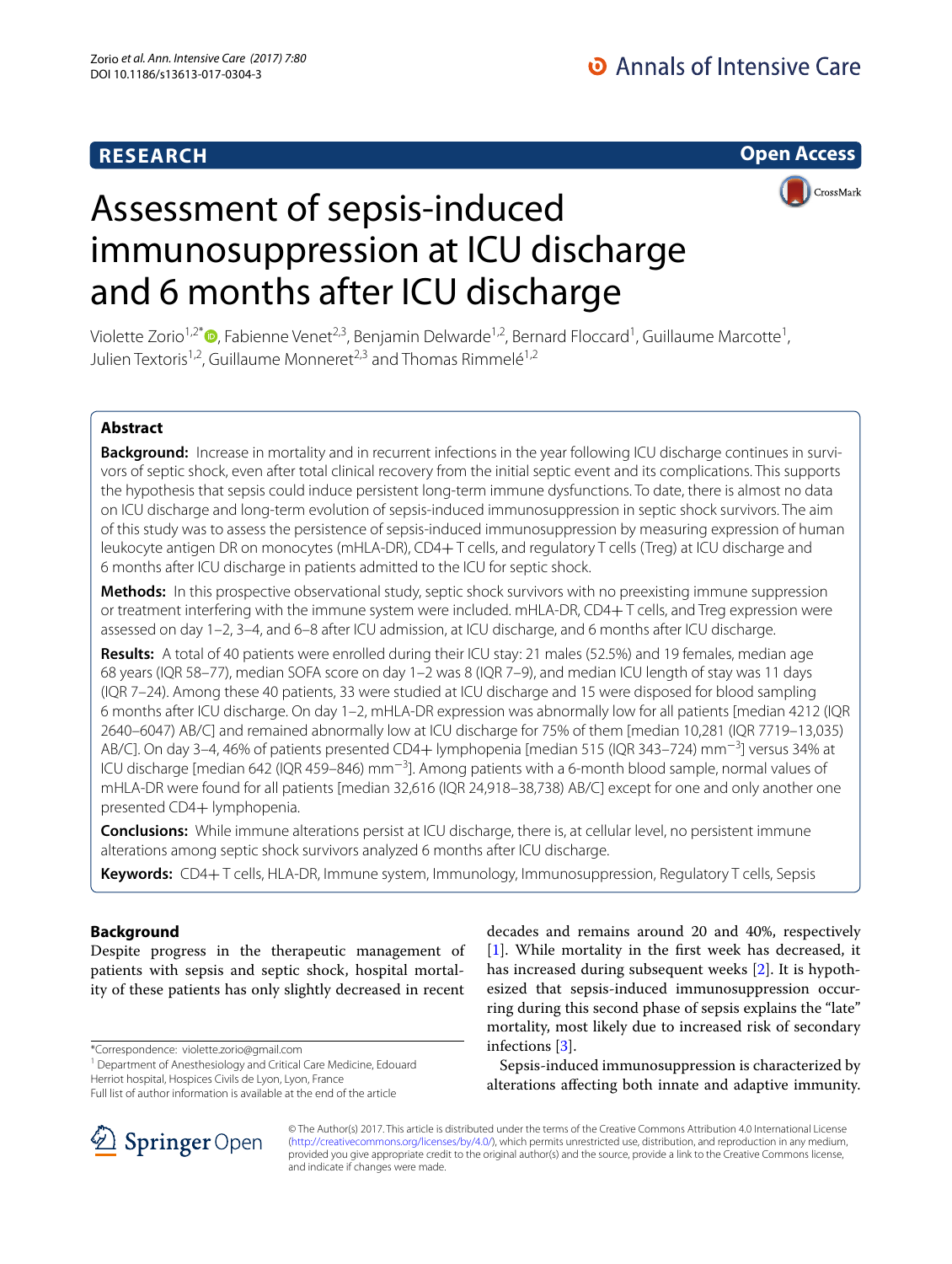RESEARCH

Open Access

# Assessment of sepsis-induced immunosuppression at ICU discharge and 6 months after ICU discharge

Violette Zorio[1,2*], Fabienne Venet[2,3], Benjamin Delwarde[1,2], Bernard Floccard[1], Guillaume Marcotte[1], Julien Textoris[1,2], Guillaume Monneret[2,3] and Thomas Rimmelé[1,2]

## Abstract

**Background:** Increase in mortality and in recurrent infections in the year following ICU discharge continues in survivors of septic shock, even after total clinical recovery from the initial septic event and its complications. This supports the hypothesis that sepsis could induce persistent long-term immune dysfunctions. To date, there is almost no data on ICU discharge and long-term evolution of sepsis-induced immunosuppression in septic shock survivors. The aim of this study was to assess the persistence of sepsis-induced immunosuppression by measuring expression of human leukocyte antigen DR on monocytes (mHLA-DR), CD4+ T cells, and regulatory T cells (Treg) at ICU discharge and 6 months after ICU discharge in patients admitted to the ICU for septic shock.

**Methods:** In this prospective observational study, septic shock survivors with no preexisting immune suppression or treatment interfering with the immune system were included. mHLA-DR, CD4+ T cells, and Treg expression were assessed on day 1–2, 3–4, and 6–8 after ICU admission, at ICU discharge, and 6 months after ICU discharge.

**Results:** A total of 40 patients were enrolled during their ICU stay: 21 males (52.5%) and 19 females, median age 68 years (IQR 58–77), median SOFA score on day 1–2 was 8 (IQR 7–9), and median ICU length of stay was 11 days (IQR 7–24). Among these 40 patients, 33 were studied at ICU discharge and 15 were disposed for blood sampling 6 months after ICU discharge. On day 1–2, mHLA-DR expression was abnormally low for all patients [median 4212 (IQR 2640–6047) AB/C] and remained abnormally low at ICU discharge for 75% of them [median 10,281 (IQR 7719–13,035) AB/C]. On day 3–4, 46% of patients presented CD4+ lymphopenia [median 515 (IQR 343–724) mm$^{-3}$] versus 34% at ICU discharge [median 642 (IQR 459–846) mm$^{-3}$]. Among patients with a 6-month blood sample, normal values of mHLA-DR were found for all patients [median 32,616 (IQR 24,918–38,738) AB/C] except for one and only another one presented CD4+ lymphopenia.

**Conclusions:** While immune alterations persist at ICU discharge, there is, at cellular level, no persistent immune alterations among septic shock survivors analyzed 6 months after ICU discharge.

**Keywords:** CD4+ T cells, HLA-DR, Immune system, Immunology, Immunosuppression, Regulatory T cells, Sepsis

## Background

Despite progress in the therapeutic management of patients with sepsis and septic shock, hospital mortality of these patients has only slightly decreased in recent decades and remains around 20 and 40%, respectively [1]. While mortality in the first week has decreased, it has increased during subsequent weeks [2]. It is hypothesized that sepsis-induced immunosuppression occurring during this second phase of sepsis explains the "late" mortality, most likely due to increased risk of secondary infections [3].

Sepsis-induced immunosuppression is characterized by alterations affecting both innate and adaptive immunity.

*Correspondence: violette.zorio@gmail.com
[1] Department of Anesthesiology and Critical Care Medicine, Edouard Herriot hospital, Hospices Civils de Lyon, Lyon, France
Full list of author information is available at the end of the article

© The Author(s) 2017. This article is distributed under the terms of the Creative Commons Attribution 4.0 International License (http://creativecommons.org/licenses/by/4.0/), which permits unrestricted use, distribution, and reproduction in any medium, provided you give appropriate credit to the original author(s) and the source, provide a link to the Creative Commons license, and indicate if changes were made.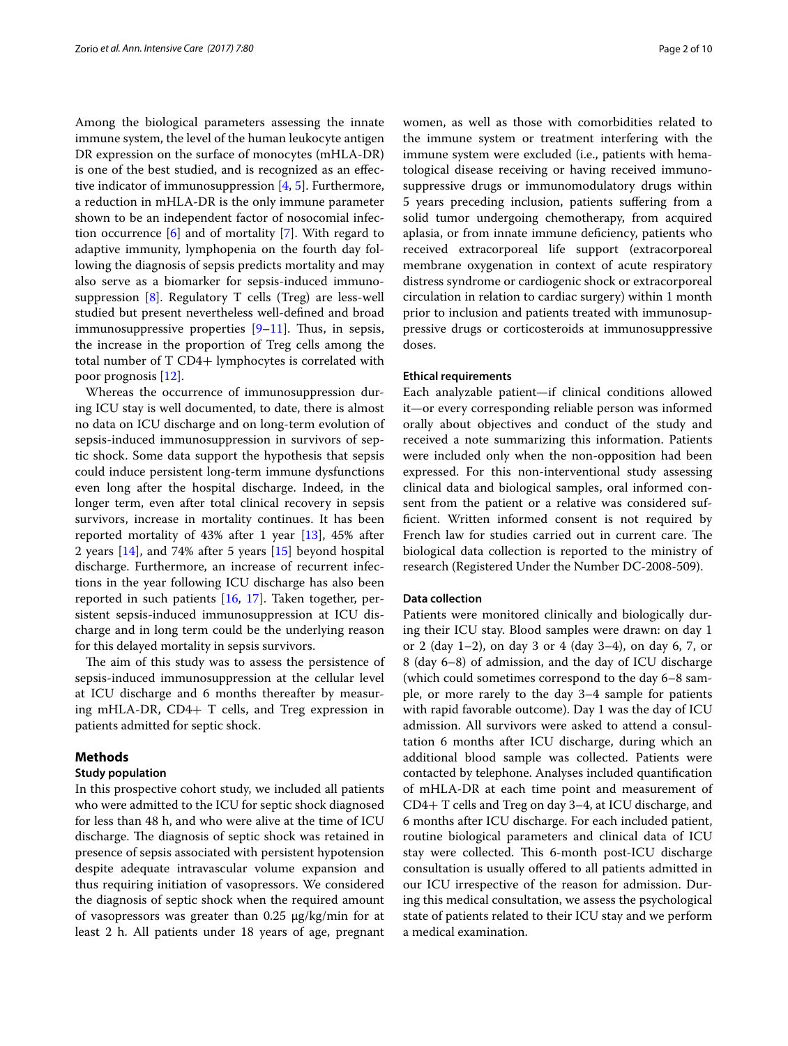Among the biological parameters assessing the innate immune system, the level of the human leukocyte antigen DR expression on the surface of monocytes (mHLA-DR) is one of the best studied, and is recognized as an effective indicator of immunosuppression [4, 5]. Furthermore, a reduction in mHLA-DR is the only immune parameter shown to be an independent factor of nosocomial infection occurrence [6] and of mortality [7]. With regard to adaptive immunity, lymphopenia on the fourth day following the diagnosis of sepsis predicts mortality and may also serve as a biomarker for sepsis-induced immunosuppression [8]. Regulatory T cells (Treg) are less-well studied but present nevertheless well-defined and broad immunosuppressive properties [9–11]. Thus, in sepsis, the increase in the proportion of Treg cells among the total number of T CD4+ lymphocytes is correlated with poor prognosis [12].

Whereas the occurrence of immunosuppression during ICU stay is well documented, to date, there is almost no data on ICU discharge and on long-term evolution of sepsis-induced immunosuppression in survivors of septic shock. Some data support the hypothesis that sepsis could induce persistent long-term immune dysfunctions even long after the hospital discharge. Indeed, in the longer term, even after total clinical recovery in sepsis survivors, increase in mortality continues. It has been reported mortality of 43% after 1 year [13], 45% after 2 years [14], and 74% after 5 years [15] beyond hospital discharge. Furthermore, an increase of recurrent infections in the year following ICU discharge has also been reported in such patients [16, 17]. Taken together, persistent sepsis-induced immunosuppression at ICU discharge and in long term could be the underlying reason for this delayed mortality in sepsis survivors.

The aim of this study was to assess the persistence of sepsis-induced immunosuppression at the cellular level at ICU discharge and 6 months thereafter by measuring mHLA-DR, CD4+ T cells, and Treg expression in patients admitted for septic shock.

## Methods

### Study population

In this prospective cohort study, we included all patients who were admitted to the ICU for septic shock diagnosed for less than 48 h, and who were alive at the time of ICU discharge. The diagnosis of septic shock was retained in presence of sepsis associated with persistent hypotension despite adequate intravascular volume expansion and thus requiring initiation of vasopressors. We considered the diagnosis of septic shock when the required amount of vasopressors was greater than 0.25 µg/kg/min for at least 2 h. All patients under 18 years of age, pregnant women, as well as those with comorbidities related to the immune system or treatment interfering with the immune system were excluded (i.e., patients with hematological disease receiving or having received immunosuppressive drugs or immunomodulatory drugs within 5 years preceding inclusion, patients suffering from a solid tumor undergoing chemotherapy, from acquired aplasia, or from innate immune deficiency, patients who received extracorporeal life support (extracorporeal membrane oxygenation in context of acute respiratory distress syndrome or cardiogenic shock or extracorporeal circulation in relation to cardiac surgery) within 1 month prior to inclusion and patients treated with immunosuppressive drugs or corticosteroids at immunosuppressive doses.

### Ethical requirements

Each analyzable patient—if clinical conditions allowed it—or every corresponding reliable person was informed orally about objectives and conduct of the study and received a note summarizing this information. Patients were included only when the non-opposition had been expressed. For this non-interventional study assessing clinical data and biological samples, oral informed consent from the patient or a relative was considered sufficient. Written informed consent is not required by French law for studies carried out in current care. The biological data collection is reported to the ministry of research (Registered Under the Number DC-2008-509).

### Data collection

Patients were monitored clinically and biologically during their ICU stay. Blood samples were drawn: on day 1 or 2 (day 1–2), on day 3 or 4 (day 3–4), on day 6, 7, or 8 (day 6–8) of admission, and the day of ICU discharge (which could sometimes correspond to the day 6–8 sample, or more rarely to the day 3–4 sample for patients with rapid favorable outcome). Day 1 was the day of ICU admission. All survivors were asked to attend a consultation 6 months after ICU discharge, during which an additional blood sample was collected. Patients were contacted by telephone. Analyses included quantification of mHLA-DR at each time point and measurement of CD4+ T cells and Treg on day 3–4, at ICU discharge, and 6 months after ICU discharge. For each included patient, routine biological parameters and clinical data of ICU stay were collected. This 6-month post-ICU discharge consultation is usually offered to all patients admitted in our ICU irrespective of the reason for admission. During this medical consultation, we assess the psychological state of patients related to their ICU stay and we perform a medical examination.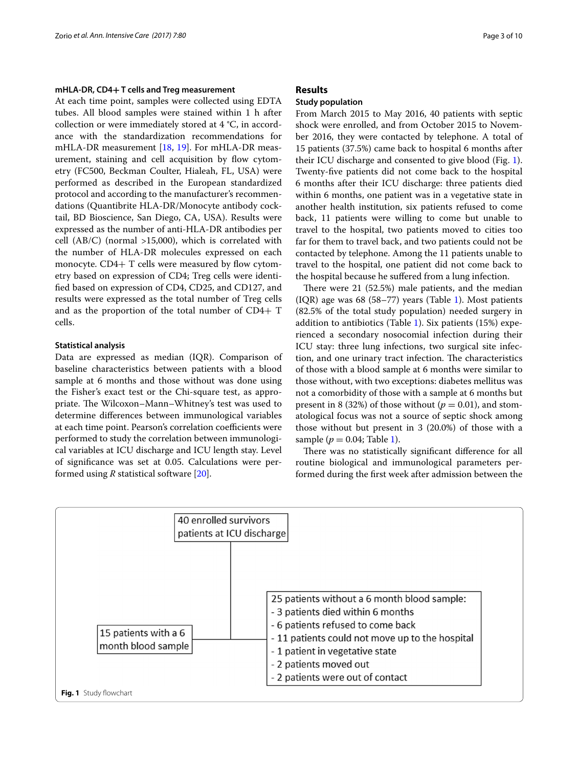### mHLA-DR, CD4+ T cells and Treg measurement

At each time point, samples were collected using EDTA tubes. All blood samples were stained within 1 h after collection or were immediately stored at 4 °C, in accordance with the standardization recommendations for mHLA-DR measurement [18, 19]. For mHLA-DR measurement, staining and cell acquisition by flow cytometry (FC500, Beckman Coulter, Hialeah, FL, USA) were performed as described in the European standardized protocol and according to the manufacturer's recommendations (Quantibrite HLA-DR/Monocyte antibody cocktail, BD Bioscience, San Diego, CA, USA). Results were expressed as the number of anti-HLA-DR antibodies per cell (AB/C) (normal >15,000), which is correlated with the number of HLA-DR molecules expressed on each monocyte. CD4+ T cells were measured by flow cytometry based on expression of CD4; Treg cells were identified based on expression of CD4, CD25, and CD127, and results were expressed as the total number of Treg cells and as the proportion of the total number of CD4+ T cells.

### Statistical analysis

Data are expressed as median (IQR). Comparison of baseline characteristics between patients with a blood sample at 6 months and those without was done using the Fisher's exact test or the Chi-square test, as appropriate. The Wilcoxon–Mann–Whitney's test was used to determine differences between immunological variables at each time point. Pearson's correlation coefficients were performed to study the correlation between immunological variables at ICU discharge and ICU length stay. Level of significance was set at 0.05. Calculations were performed using *R* statistical software [20].

## Results

### Study population

From March 2015 to May 2016, 40 patients with septic shock were enrolled, and from October 2015 to November 2016, they were contacted by telephone. A total of 15 patients (37.5%) came back to hospital 6 months after their ICU discharge and consented to give blood (Fig. 1). Twenty-five patients did not come back to the hospital 6 months after their ICU discharge: three patients died within 6 months, one patient was in a vegetative state in another health institution, six patients refused to come back, 11 patients were willing to come but unable to travel to the hospital, two patients moved to cities too far for them to travel back, and two patients could not be contacted by telephone. Among the 11 patients unable to travel to the hospital, one patient did not come back to the hospital because he suffered from a lung infection.

There were 21 (52.5%) male patients, and the median (IQR) age was 68 (58–77) years (Table 1). Most patients (82.5% of the total study population) needed surgery in addition to antibiotics (Table 1). Six patients (15%) experienced a secondary nosocomial infection during their ICU stay: three lung infections, two surgical site infection, and one urinary tract infection. The characteristics of those with a blood sample at 6 months were similar to those without, with two exceptions: diabetes mellitus was not a comorbidity of those with a sample at 6 months but present in 8 (32%) of those without ($p = 0.01$), and stomatological focus was not a source of septic shock among those without but present in 3 (20.0%) of those with a sample ($p = 0.04$; Table 1).

There was no statistically significant difference for all routine biological and immunological parameters performed during the first week after admission between the

40 enrolled survivors patients at ICU discharge

15 patients with a 6 month blood sample

25 patients without a 6 month blood sample:
- 3 patients died within 6 months
- 6 patients refused to come back
- 11 patients could not move up to the hospital
- 1 patient in vegetative state
- 2 patients moved out
- 2 patients were out of contact

**Fig. 1** Study flowchart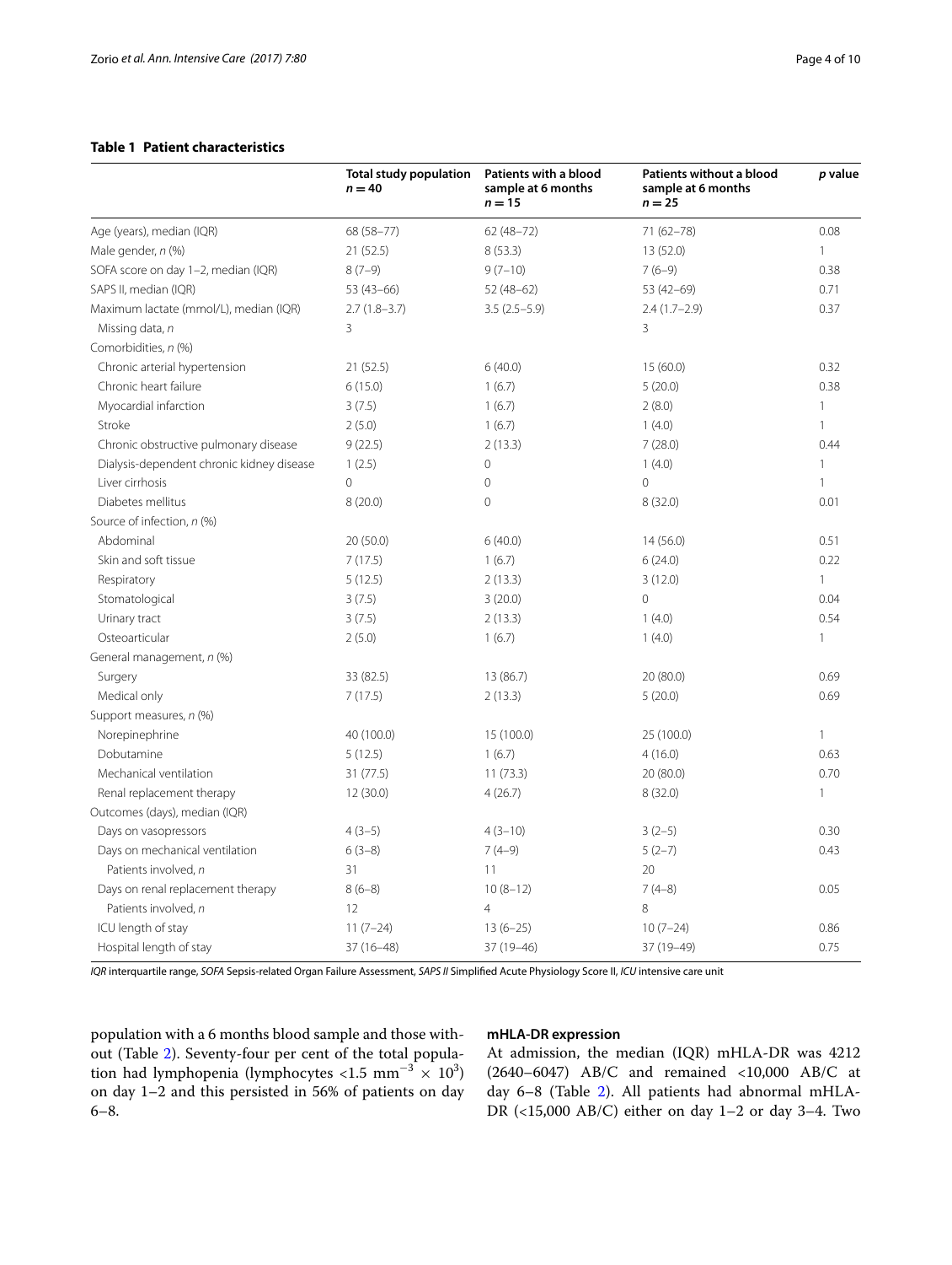**Table 1 Patient characteristics**

| | Total study population $n = 40$ | Patients with a blood sample at 6 months $n = 15$ | Patients without a blood sample at 6 months $n = 25$ | *p* value |
|---|---|---|---|---|
| Age (years), median (IQR) | 68 (58–77) | 62 (48–72) | 71 (62–78) | 0.08 |
| Male gender, *n* (%) | 21 (52.5) | 8 (53.3) | 13 (52.0) | 1 |
| SOFA score on day 1–2, median (IQR) | 8 (7–9) | 9 (7–10) | 7 (6–9) | 0.38 |
| SAPS II, median (IQR) | 53 (43–66) | 52 (48–62) | 53 (42–69) | 0.71 |
| Maximum lactate (mmol/L), median (IQR) | 2.7 (1.8–3.7) | 3.5 (2.5–5.9) | 2.4 (1.7–2.9) | 0.37 |
| Missing data, *n* | 3 | | 3 | |
| Comorbidities, *n* (%) | | | | |
| Chronic arterial hypertension | 21 (52.5) | 6 (40.0) | 15 (60.0) | 0.32 |
| Chronic heart failure | 6 (15.0) | 1 (6.7) | 5 (20.0) | 0.38 |
| Myocardial infarction | 3 (7.5) | 1 (6.7) | 2 (8.0) | 1 |
| Stroke | 2 (5.0) | 1 (6.7) | 1 (4.0) | 1 |
| Chronic obstructive pulmonary disease | 9 (22.5) | 2 (13.3) | 7 (28.0) | 0.44 |
| Dialysis-dependent chronic kidney disease | 1 (2.5) | 0 | 1 (4.0) | 1 |
| Liver cirrhosis | 0 | 0 | 0 | 1 |
| Diabetes mellitus | 8 (20.0) | 0 | 8 (32.0) | 0.01 |
| Source of infection, *n* (%) | | | | |
| Abdominal | 20 (50.0) | 6 (40.0) | 14 (56.0) | 0.51 |
| Skin and soft tissue | 7 (17.5) | 1 (6.7) | 6 (24.0) | 0.22 |
| Respiratory | 5 (12.5) | 2 (13.3) | 3 (12.0) | 1 |
| Stomatological | 3 (7.5) | 3 (20.0) | 0 | 0.04 |
| Urinary tract | 3 (7.5) | 2 (13.3) | 1 (4.0) | 0.54 |
| Osteoarticular | 2 (5.0) | 1 (6.7) | 1 (4.0) | 1 |
| General management, *n* (%) | | | | |
| Surgery | 33 (82.5) | 13 (86.7) | 20 (80.0) | 0.69 |
| Medical only | 7 (17.5) | 2 (13.3) | 5 (20.0) | 0.69 |
| Support measures, *n* (%) | | | | |
| Norepinephrine | 40 (100.0) | 15 (100.0) | 25 (100.0) | 1 |
| Dobutamine | 5 (12.5) | 1 (6.7) | 4 (16.0) | 0.63 |
| Mechanical ventilation | 31 (77.5) | 11 (73.3) | 20 (80.0) | 0.70 |
| Renal replacement therapy | 12 (30.0) | 4 (26.7) | 8 (32.0) | 1 |
| Outcomes (days), median (IQR) | | | | |
| Days on vasopressors | 4 (3–5) | 4 (3–10) | 3 (2–5) | 0.30 |
| Days on mechanical ventilation | 6 (3–8) | 7 (4–9) | 5 (2–7) | 0.43 |
| Patients involved, *n* | 31 | 11 | 20 | |
| Days on renal replacement therapy | 8 (6–8) | 10 (8–12) | 7 (4–8) | 0.05 |
| Patients involved, *n* | 12 | 4 | 8 | |
| ICU length of stay | 11 (7–24) | 13 (6–25) | 10 (7–24) | 0.86 |
| Hospital length of stay | 37 (16–48) | 37 (19–46) | 37 (19–49) | 0.75 |

*IQR* interquartile range, *SOFA* Sepsis-related Organ Failure Assessment, *SAPS II* Simplified Acute Physiology Score II, *ICU* intensive care unit

population with a 6 months blood sample and those without (Table 2). Seventy-four per cent of the total population had lymphopenia (lymphocytes <1.5 $mm^{-3} \times 10^3$) on day 1–2 and this persisted in 56% of patients on day 6–8.

#### mHLA-DR expression

At admission, the median (IQR) mHLA-DR was 4212 (2640–6047) AB/C and remained <10,000 AB/C at day 6–8 (Table 2). All patients had abnormal mHLA-DR (<15,000 AB/C) either on day 1–2 or day 3–4. Two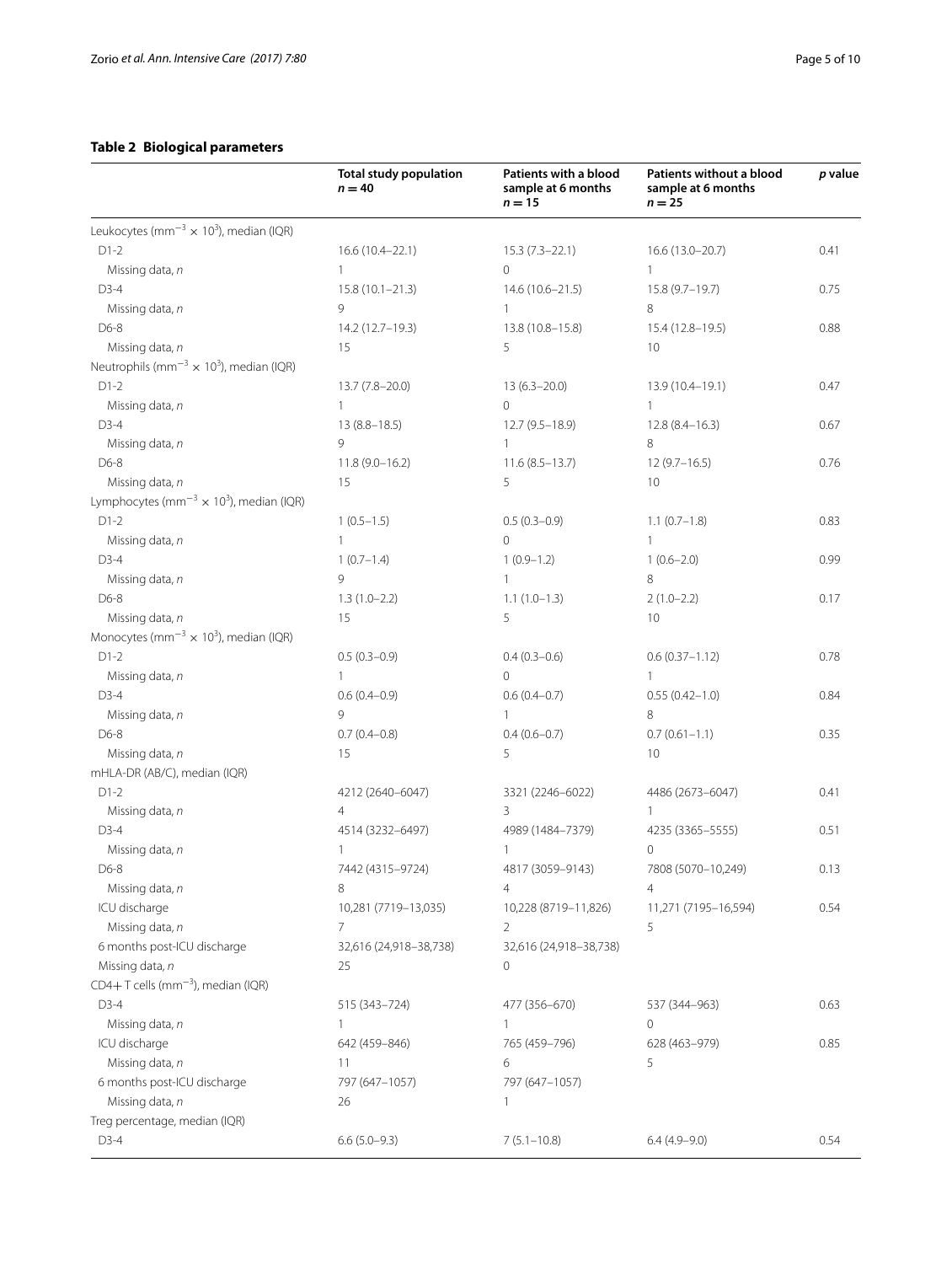**Table 2 Biological parameters**

| | Total study population $n = 40$ | Patients with a blood sample at 6 months $n = 15$ | Patients without a blood sample at 6 months $n = 25$ | *p* value |
|---|---|---|---|---|
| Leukocytes ($mm^{-3} \times 10^3$), median (IQR) | | | | |
| D1-2 | 16.6 (10.4–22.1) | 15.3 (7.3–22.1) | 16.6 (13.0–20.7) | 0.41 |
| Missing data, *n* | 1 | 0 | 1 | |
| D3-4 | 15.8 (10.1–21.3) | 14.6 (10.6–21.5) | 15.8 (9.7–19.7) | 0.75 |
| Missing data, *n* | 9 | 1 | 8 | |
| D6-8 | 14.2 (12.7–19.3) | 13.8 (10.8–15.8) | 15.4 (12.8–19.5) | 0.88 |
| Missing data, *n* | 15 | 5 | 10 | |
| Neutrophils ($mm^{-3} \times 10^3$), median (IQR) | | | | |
| D1-2 | 13.7 (7.8–20.0) | 13 (6.3–20.0) | 13.9 (10.4–19.1) | 0.47 |
| Missing data, *n* | 1 | 0 | 1 | |
| D3-4 | 13 (8.8–18.5) | 12.7 (9.5–18.9) | 12.8 (8.4–16.3) | 0.67 |
| Missing data, *n* | 9 | 1 | 8 | |
| D6-8 | 11.8 (9.0–16.2) | 11.6 (8.5–13.7) | 12 (9.7–16.5) | 0.76 |
| Missing data, *n* | 15 | 5 | 10 | |
| Lymphocytes ($mm^{-3} \times 10^3$), median (IQR) | | | | |
| D1-2 | 1 (0.5–1.5) | 0.5 (0.3–0.9) | 1.1 (0.7–1.8) | 0.83 |
| Missing data, *n* | 1 | 0 | 1 | |
| D3-4 | 1 (0.7–1.4) | 1 (0.9–1.2) | 1 (0.6–2.0) | 0.99 |
| Missing data, *n* | 9 | 1 | 8 | |
| D6-8 | 1.3 (1.0–2.2) | 1.1 (1.0–1.3) | 2 (1.0–2.2) | 0.17 |
| Missing data, *n* | 15 | 5 | 10 | |
| Monocytes ($mm^{-3} \times 10^3$), median (IQR) | | | | |
| D1-2 | 0.5 (0.3–0.9) | 0.4 (0.3–0.6) | 0.6 (0.37–1.12) | 0.78 |
| Missing data, *n* | 1 | 0 | 1 | |
| D3-4 | 0.6 (0.4–0.9) | 0.6 (0.4–0.7) | 0.55 (0.42–1.0) | 0.84 |
| Missing data, *n* | 9 | 1 | 8 | |
| D6-8 | 0.7 (0.4–0.8) | 0.4 (0.6–0.7) | 0.7 (0.61–1.1) | 0.35 |
| Missing data, *n* | 15 | 5 | 10 | |
| mHLA-DR (AB/C), median (IQR) | | | | |
| D1-2 | 4212 (2640–6047) | 3321 (2246–6022) | 4486 (2673–6047) | 0.41 |
| Missing data, *n* | 4 | 3 | 1 | |
| D3-4 | 4514 (3232–6497) | 4989 (1484–7379) | 4235 (3365–5555) | 0.51 |
| Missing data, *n* | 1 | 1 | 0 | |
| D6-8 | 7442 (4315–9724) | 4817 (3059–9143) | 7808 (5070–10,249) | 0.13 |
| Missing data, *n* | 8 | 4 | 4 | |
| ICU discharge | 10,281 (7719–13,035) | 10,228 (8719–11,826) | 11,271 (7195–16,594) | 0.54 |
| Missing data, *n* | 7 | 2 | 5 | |
| 6 months post-ICU discharge | 32,616 (24,918–38,738) | 32,616 (24,918–38,738) | | |
| Missing data, *n* | 25 | 0 | | |
| CD4+ T cells ($mm^{-3}$), median (IQR) | | | | |
| D3-4 | 515 (343–724) | 477 (356–670) | 537 (344–963) | 0.63 |
| Missing data, *n* | 1 | 1 | 0 | |
| ICU discharge | 642 (459–846) | 765 (459–796) | 628 (463–979) | 0.85 |
| Missing data, *n* | 11 | 6 | 5 | |
| 6 months post-ICU discharge | 797 (647–1057) | 797 (647–1057) | | |
| Missing data, *n* | 26 | 1 | | |
| Treg percentage, median (IQR) | | | | |
| D3-4 | 6.6 (5.0–9.3) | 7 (5.1–10.8) | 6.4 (4.9–9.0) | 0.54 |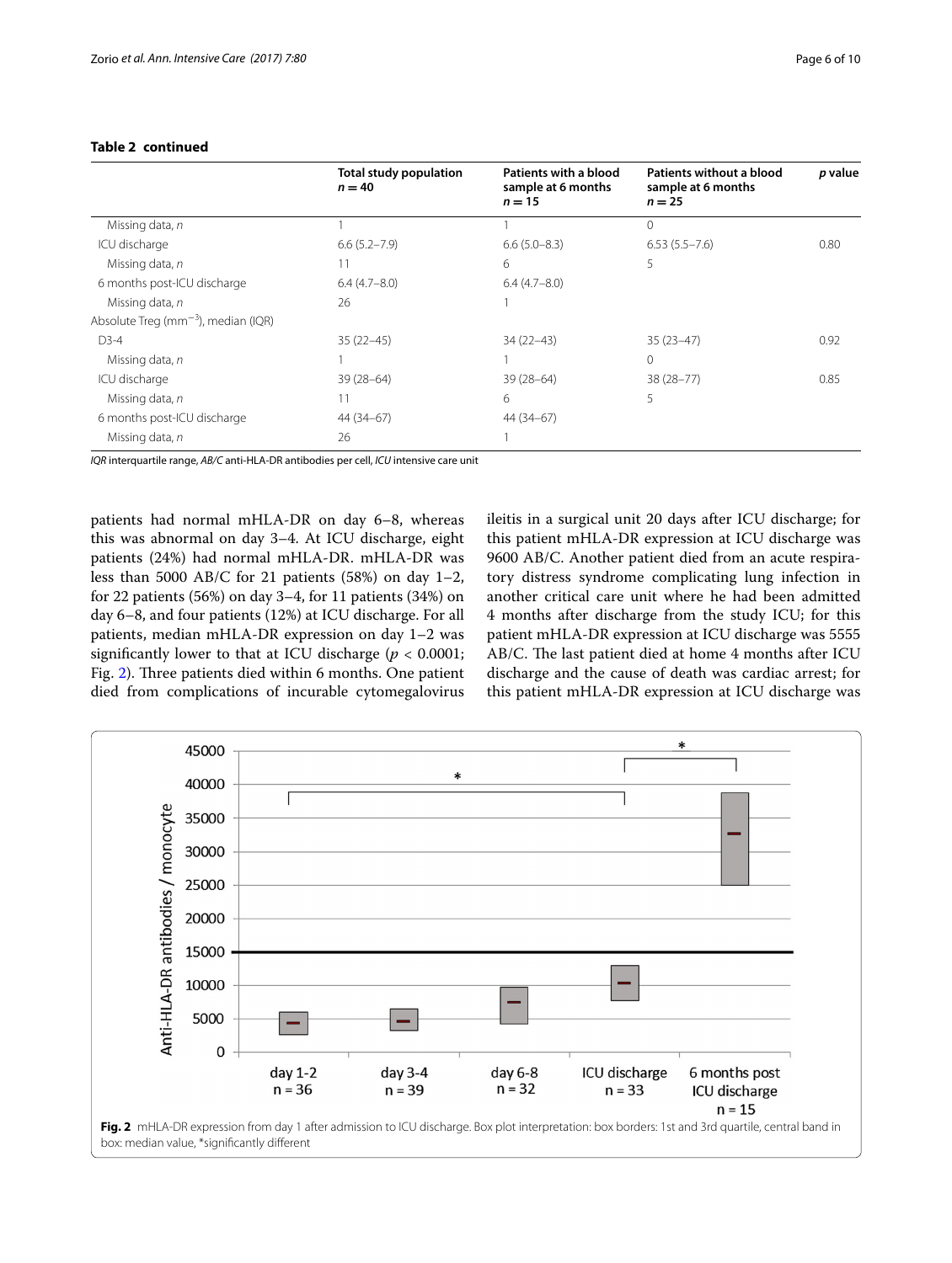**Table 2 continued**

| | Total study population $n = 40$ | Patients with a blood sample at 6 months $n = 15$ | Patients without a blood sample at 6 months $n = 25$ | *p* value |
|---|---|---|---|---|
| Missing data, *n* | 1 | 1 | 0 | |
| ICU discharge | 6.6 (5.2–7.9) | 6.6 (5.0–8.3) | 6.53 (5.5–7.6) | 0.80 |
| Missing data, *n* | 11 | 6 | 5 | |
| 6 months post-ICU discharge | 6.4 (4.7–8.0) | 6.4 (4.7–8.0) | | |
| Missing data, *n* | 26 | 1 | | |
| Absolute Treg ($mm^{-3}$), median (IQR) | | | | |
| D3-4 | 35 (22–45) | 34 (22–43) | 35 (23–47) | 0.92 |
| Missing data, *n* | 1 | 1 | 0 | |
| ICU discharge | 39 (28–64) | 39 (28–64) | 38 (28–77) | 0.85 |
| Missing data, *n* | 11 | 6 | 5 | |
| 6 months post-ICU discharge | 44 (34–67) | 44 (34–67) | | |
| Missing data, *n* | 26 | 1 | | |

*IQR* interquartile range, *AB/C* anti-HLA-DR antibodies per cell, *ICU* intensive care unit

patients had normal mHLA-DR on day 6–8, whereas this was abnormal on day 3–4. At ICU discharge, eight patients (24%) had normal mHLA-DR. mHLA-DR was less than 5000 AB/C for 21 patients (58%) on day 1–2, for 22 patients (56%) on day 3–4, for 11 patients (34%) on day 6–8, and four patients (12%) at ICU discharge. For all patients, median mHLA-DR expression on day 1–2 was significantly lower to that at ICU discharge ($p < 0.0001$; Fig. 2). Three patients died within 6 months. One patient died from complications of incurable cytomegalovirus ileitis in a surgical unit 20 days after ICU discharge; for this patient mHLA-DR expression at ICU discharge was 9600 AB/C. Another patient died from an acute respiratory distress syndrome complicating lung infection in another critical care unit where he had been admitted 4 months after discharge from the study ICU; for this patient mHLA-DR expression at ICU discharge was 5555 AB/C. The last patient died at home 4 months after ICU discharge and the cause of death was cardiac arrest; for this patient mHLA-DR expression at ICU discharge was

**Fig. 2** mHLA-DR expression from day 1 after admission to ICU discharge. Box plot interpretation: box borders: 1st and 3rd quartile, central band in box: median value, *significantly different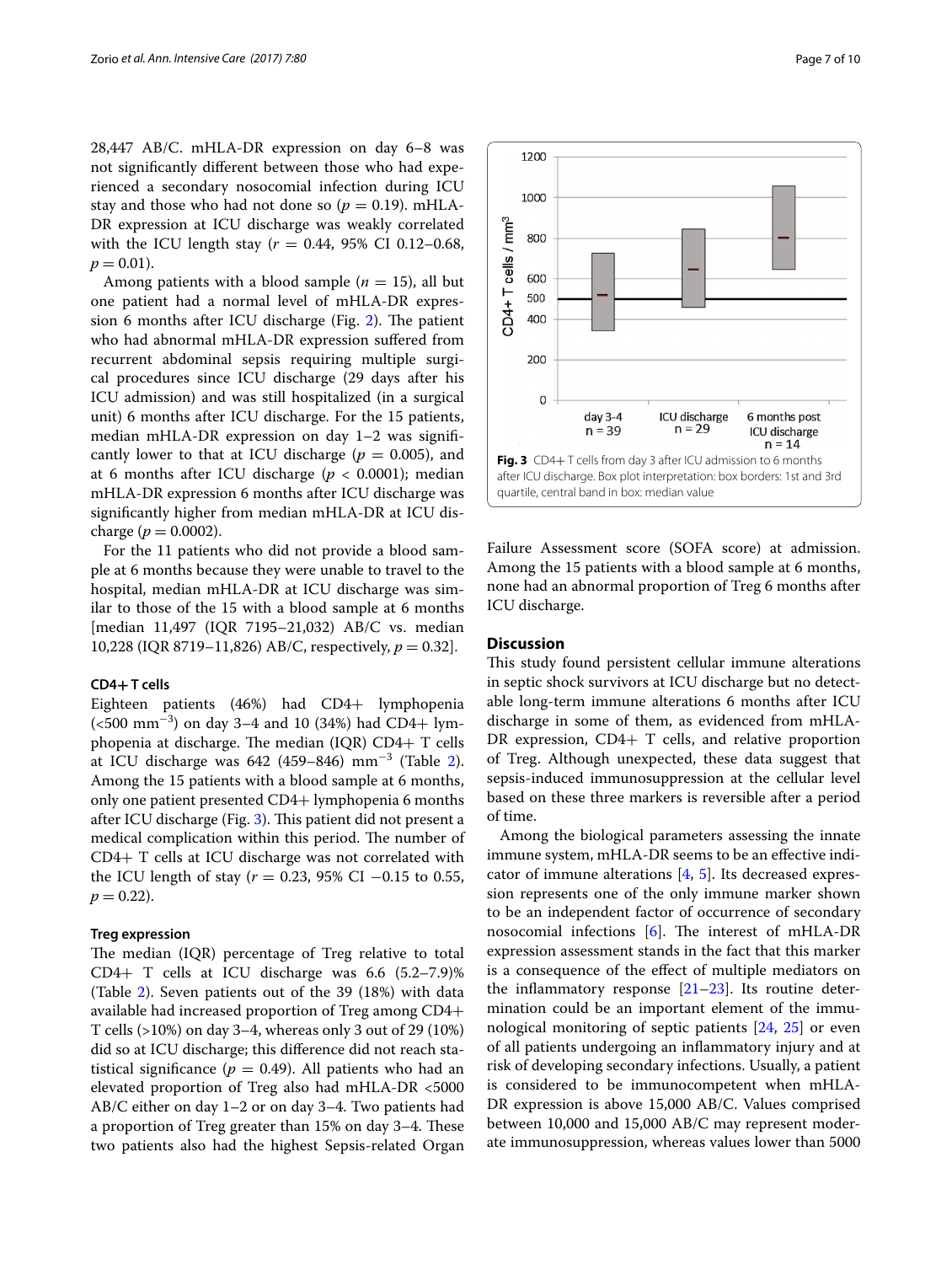28,447 AB/C. mHLA-DR expression on day 6–8 was not significantly different between those who had experienced a secondary nosocomial infection during ICU stay and those who had not done so ($p = 0.19$). mHLA-DR expression at ICU discharge was weakly correlated with the ICU length stay ($r = 0.44$, 95% CI 0.12–0.68, $p = 0.01$).

Among patients with a blood sample ($n = 15$), all but one patient had a normal level of mHLA-DR expression 6 months after ICU discharge (Fig. 2). The patient who had abnormal mHLA-DR expression suffered from recurrent abdominal sepsis requiring multiple surgical procedures since ICU discharge (29 days after his ICU admission) and was still hospitalized (in a surgical unit) 6 months after ICU discharge. For the 15 patients, median mHLA-DR expression on day 1–2 was significantly lower to that at ICU discharge ($p = 0.005$), and at 6 months after ICU discharge ($p < 0.0001$); median mHLA-DR expression 6 months after ICU discharge was significantly higher from median mHLA-DR at ICU discharge ($p = 0.0002$).

For the 11 patients who did not provide a blood sample at 6 months because they were unable to travel to the hospital, median mHLA-DR at ICU discharge was similar to those of the 15 with a blood sample at 6 months [median 11,497 (IQR 7195–21,032) AB/C vs. median 10,228 (IQR 8719–11,826) AB/C, respectively, $p = 0.32$].

### CD4+ T cells

Eighteen patients (46%) had CD4+ lymphopenia (<500 $mm^{-3}$) on day 3–4 and 10 (34%) had CD4+ lymphopenia at discharge. The median (IQR) CD4+ T cells at ICU discharge was 642 (459–846) $mm^{-3}$ (Table 2). Among the 15 patients with a blood sample at 6 months, only one patient presented CD4+ lymphopenia 6 months after ICU discharge (Fig. 3). This patient did not present a medical complication within this period. The number of CD4+ T cells at ICU discharge was not correlated with the ICU length of stay ($r = 0.23$, 95% CI −0.15 to 0.55, $p = 0.22$).

### Treg expression

The median (IQR) percentage of Treg relative to total CD4+ T cells at ICU discharge was 6.6 (5.2–7.9)% (Table 2). Seven patients out of the 39 (18%) with data available had increased proportion of Treg among CD4+ T cells (>10%) on day 3–4, whereas only 3 out of 29 (10%) did so at ICU discharge; this difference did not reach statistical significance ($p = 0.49$). All patients who had an elevated proportion of Treg also had mHLA-DR <5000 AB/C either on day 1–2 or on day 3–4. Two patients had a proportion of Treg greater than 15% on day 3–4. These two patients also had the highest Sepsis-related Organ Failure Assessment score (SOFA score) at admission. Among the 15 patients with a blood sample at 6 months, none had an abnormal proportion of Treg 6 months after ICU discharge.

**Fig. 3** CD4+ T cells from day 3 after ICU admission to 6 months after ICU discharge. Box plot interpretation: box borders: 1st and 3rd quartile, central band in box: median value

## Discussion

This study found persistent cellular immune alterations in septic shock survivors at ICU discharge but no detectable long-term immune alterations 6 months after ICU discharge in some of them, as evidenced from mHLA-DR expression, CD4+ T cells, and relative proportion of Treg. Although unexpected, these data suggest that sepsis-induced immunosuppression at the cellular level based on these three markers is reversible after a period of time.

Among the biological parameters assessing the innate immune system, mHLA-DR seems to be an effective indicator of immune alterations [4, 5]. Its decreased expression represents one of the only immune marker shown to be an independent factor of occurrence of secondary nosocomial infections [6]. The interest of mHLA-DR expression assessment stands in the fact that this marker is a consequence of the effect of multiple mediators on the inflammatory response [21–23]. Its routine determination could be an important element of the immunological monitoring of septic patients [24, 25] or even of all patients undergoing an inflammatory injury and at risk of developing secondary infections. Usually, a patient is considered to be immunocompetent when mHLA-DR expression is above 15,000 AB/C. Values comprised between 10,000 and 15,000 AB/C may represent moderate immunosuppression, whereas values lower than 5000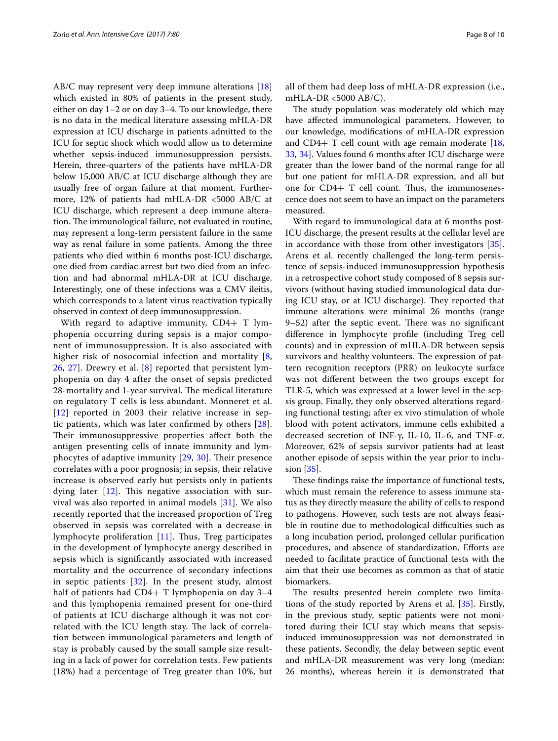AB/C may represent very deep immune alterations [18] which existed in 80% of patients in the present study, either on day 1–2 or on day 3–4. To our knowledge, there is no data in the medical literature assessing mHLA-DR expression at ICU discharge in patients admitted to the ICU for septic shock which would allow us to determine whether sepsis-induced immunosuppression persists. Herein, three-quarters of the patients have mHLA-DR below 15,000 AB/C at ICU discharge although they are usually free of organ failure at that moment. Furthermore, 12% of patients had mHLA-DR <5000 AB/C at ICU discharge, which represent a deep immune alteration. The immunological failure, not evaluated in routine, may represent a long-term persistent failure in the same way as renal failure in some patients. Among the three patients who died within 6 months post-ICU discharge, one died from cardiac arrest but two died from an infection and had abnormal mHLA-DR at ICU discharge. Interestingly, one of these infections was a CMV ileitis, which corresponds to a latent virus reactivation typically observed in context of deep immunosuppression.

With regard to adaptive immunity, CD4+ T lymphopenia occurring during sepsis is a major component of immunosuppression. It is also associated with higher risk of nosocomial infection and mortality [8, 26, 27]. Drewry et al. [8] reported that persistent lymphopenia on day 4 after the onset of sepsis predicted 28-mortality and 1-year survival. The medical literature on regulatory T cells is less abundant. Monneret et al. [12] reported in 2003 their relative increase in septic patients, which was later confirmed by others [28]. Their immunosuppressive properties affect both the antigen presenting cells of innate immunity and lymphocytes of adaptive immunity [29, 30]. Their presence correlates with a poor prognosis; in sepsis, their relative increase is observed early but persists only in patients dying later [12]. This negative association with survival was also reported in animal models [31]. We also recently reported that the increased proportion of Treg observed in sepsis was correlated with a decrease in lymphocyte proliferation [11]. Thus, Treg participates in the development of lymphocyte anergy described in sepsis which is significantly associated with increased mortality and the occurrence of secondary infections in septic patients [32]. In the present study, almost half of patients had CD4+ T lymphopenia on day 3–4 and this lymphopenia remained present for one-third of patients at ICU discharge although it was not correlated with the ICU length stay. The lack of correlation between immunological parameters and length of stay is probably caused by the small sample size resulting in a lack of power for correlation tests. Few patients (18%) had a percentage of Treg greater than 10%, but all of them had deep loss of mHLA-DR expression (i.e., mHLA-DR <5000 AB/C).

The study population was moderately old which may have affected immunological parameters. However, to our knowledge, modifications of mHLA-DR expression and CD4+ T cell count with age remain moderate [18, 33, 34]. Values found 6 months after ICU discharge were greater than the lower band of the normal range for all but one patient for mHLA-DR expression, and all but one for CD4+ T cell count. Thus, the immunosenescence does not seem to have an impact on the parameters measured.

With regard to immunological data at 6 months post-ICU discharge, the present results at the cellular level are in accordance with those from other investigators [35]. Arens et al. recently challenged the long-term persistence of sepsis-induced immunosuppression hypothesis in a retrospective cohort study composed of 8 sepsis survivors (without having studied immunological data during ICU stay, or at ICU discharge). They reported that immune alterations were minimal 26 months (range 9–52) after the septic event. There was no significant difference in lymphocyte profile (including Treg cell counts) and in expression of mHLA-DR between sepsis survivors and healthy volunteers. The expression of pattern recognition receptors (PRR) on leukocyte surface was not different between the two groups except for TLR-5, which was expressed at a lower level in the sepsis group. Finally, they only observed alterations regarding functional testing; after ex vivo stimulation of whole blood with potent activators, immune cells exhibited a decreased secretion of INF-γ, IL-10, IL-6, and TNF-α. Moreover, 62% of sepsis survivor patients had at least another episode of sepsis within the year prior to inclusion [35].

These findings raise the importance of functional tests, which must remain the reference to assess immune status as they directly measure the ability of cells to respond to pathogens. However, such tests are not always feasible in routine due to methodological difficulties such as a long incubation period, prolonged cellular purification procedures, and absence of standardization. Efforts are needed to facilitate practice of functional tests with the aim that their use becomes as common as that of static biomarkers.

The results presented herein complete two limitations of the study reported by Arens et al. [35]. Firstly, in the previous study, septic patients were not monitored during their ICU stay which means that sepsis-induced immunosuppression was not demonstrated in these patients. Secondly, the delay between septic event and mHLA-DR measurement was very long (median: 26 months), whereas herein it is demonstrated that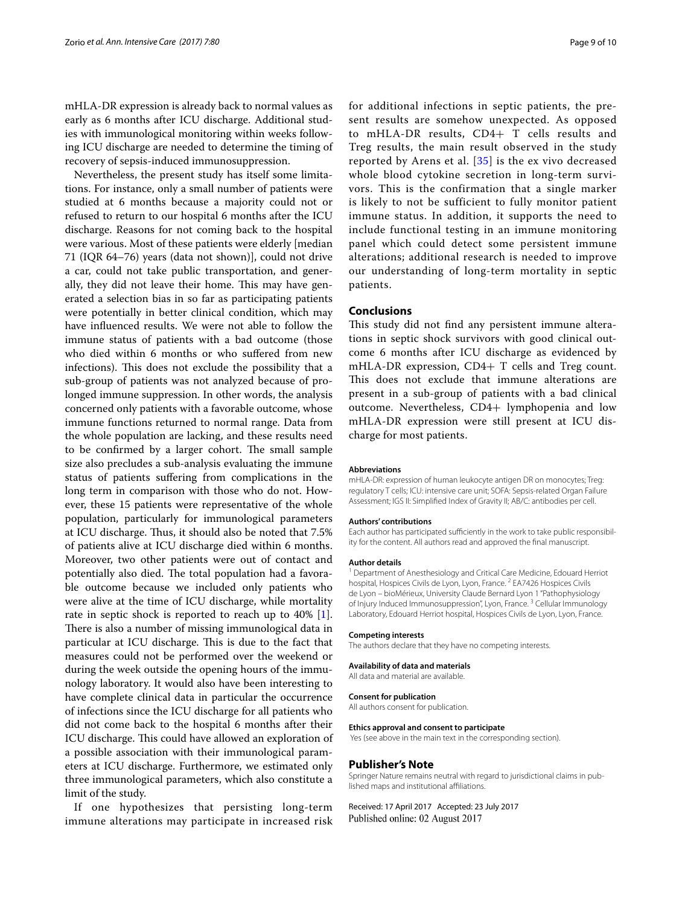mHLA-DR expression is already back to normal values as early as 6 months after ICU discharge. Additional studies with immunological monitoring within weeks following ICU discharge are needed to determine the timing of recovery of sepsis-induced immunosuppression.

Nevertheless, the present study has itself some limitations. For instance, only a small number of patients were studied at 6 months because a majority could not or refused to return to our hospital 6 months after the ICU discharge. Reasons for not coming back to the hospital were various. Most of these patients were elderly [median 71 (IQR 64–76) years (data not shown)], could not drive a car, could not take public transportation, and generally, they did not leave their home. This may have generated a selection bias in so far as participating patients were potentially in better clinical condition, which may have influenced results. We were not able to follow the immune status of patients with a bad outcome (those who died within 6 months or who suffered from new infections). This does not exclude the possibility that a sub-group of patients was not analyzed because of prolonged immune suppression. In other words, the analysis concerned only patients with a favorable outcome, whose immune functions returned to normal range. Data from the whole population are lacking, and these results need to be confirmed by a larger cohort. The small sample size also precludes a sub-analysis evaluating the immune status of patients suffering from complications in the long term in comparison with those who do not. However, these 15 patients were representative of the whole population, particularly for immunological parameters at ICU discharge. Thus, it should also be noted that 7.5% of patients alive at ICU discharge died within 6 months. Moreover, two other patients were out of contact and potentially also died. The total population had a favorable outcome because we included only patients who were alive at the time of ICU discharge, while mortality rate in septic shock is reported to reach up to 40% [1]. There is also a number of missing immunological data in particular at ICU discharge. This is due to the fact that measures could not be performed over the weekend or during the week outside the opening hours of the immunology laboratory. It would also have been interesting to have complete clinical data in particular the occurrence of infections since the ICU discharge for all patients who did not come back to the hospital 6 months after their ICU discharge. This could have allowed an exploration of a possible association with their immunological parameters at ICU discharge. Furthermore, we estimated only three immunological parameters, which also constitute a limit of the study.

If one hypothesizes that persisting long-term immune alterations may participate in increased risk for additional infections in septic patients, the present results are somehow unexpected. As opposed to mHLA-DR results, CD4+ T cells results and Treg results, the main result observed in the study reported by Arens et al. [35] is the ex vivo decreased whole blood cytokine secretion in long-term survivors. This is the confirmation that a single marker is likely to not be sufficient to fully monitor patient immune status. In addition, it supports the need to include functional testing in an immune monitoring panel which could detect some persistent immune alterations; additional research is needed to improve our understanding of long-term mortality in septic patients.

## Conclusions

This study did not find any persistent immune alterations in septic shock survivors with good clinical outcome 6 months after ICU discharge as evidenced by mHLA-DR expression, CD4+ T cells and Treg count. This does not exclude that immune alterations are present in a sub-group of patients with a bad clinical outcome. Nevertheless, CD4+ lymphopenia and low mHLA-DR expression were still present at ICU discharge for most patients.

#### Abbreviations

mHLA-DR: expression of human leukocyte antigen DR on monocytes; Treg: regulatory T cells; ICU: intensive care unit; SOFA: Sepsis-related Organ Failure Assessment; IGS II: Simplified Index of Gravity II; AB/C: antibodies per cell.

#### Authors' contributions

Each author has participated sufficiently in the work to take public responsibility for the content. All authors read and approved the final manuscript.

#### Author details

[1] Department of Anesthesiology and Critical Care Medicine, Edouard Herriot hospital, Hospices Civils de Lyon, Lyon, France. [2] EA7426 Hospices Civils de Lyon – bioMérieux, University Claude Bernard Lyon 1 "Pathophysiology of Injury Induced Immunosuppression", Lyon, France. [3] Cellular Immunology Laboratory, Edouard Herriot hospital, Hospices Civils de Lyon, Lyon, France.

#### Competing interests

The authors declare that they have no competing interests.

#### Availability of data and materials

All data and material are available.

#### Consent for publication

All authors consent for publication.

#### Ethics approval and consent to participate

Yes (see above in the main text in the corresponding section).

## Publisher's Note

Springer Nature remains neutral with regard to jurisdictional claims in published maps and institutional affiliations.

Received: 17 April 2017 Accepted: 23 July 2017
Published online: 02 August 2017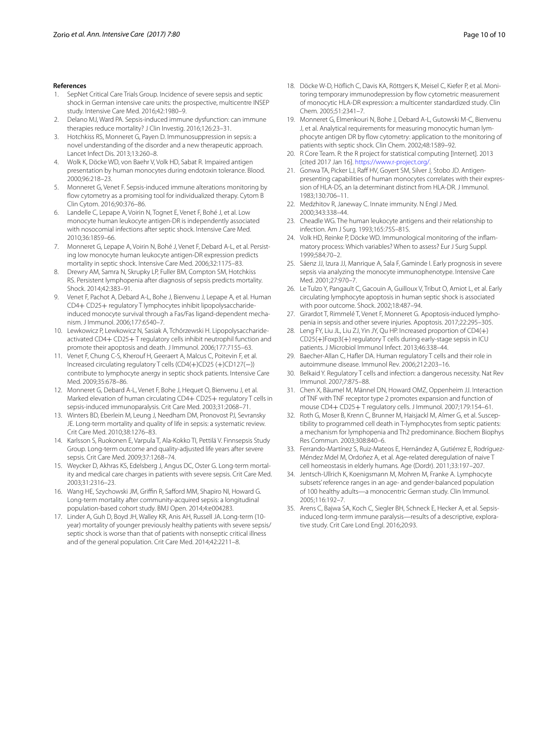## References

1. SepNet Critical Care Trials Group. Incidence of severe sepsis and septic shock in German intensive care units: the prospective, multicentre INSEP study. Intensive Care Med. 2016;42:1980–9.
2. Delano MJ, Ward PA. Sepsis-induced immune dysfunction: can immune therapies reduce mortality? J Clin Investig. 2016;126:23–31.
3. Hotchkiss RS, Monneret G, Payen D. Immunosuppression in sepsis: a novel understanding of the disorder and a new therapeutic approach. Lancet Infect Dis. 2013;13:260–8.
4. Wolk K, Döcke WD, von Baehr V, Volk HD, Sabat R. Impaired antigen presentation by human monocytes during endotoxin tolerance. Blood. 2000;96:218–23.
5. Monneret G, Venet F. Sepsis-induced immune alterations monitoring by flow cytometry as a promising tool for individualized therapy. Cytom B Clin Cytom. 2016;90:376–86.
6. Landelle C, Lepape A, Voirin N, Tognet E, Venet F, Bohé J, et al. Low monocyte human leukocyte antigen-DR is independently associated with nosocomial infections after septic shock. Intensive Care Med. 2010;36:1859–66.
7. Monneret G, Lepape A, Voirin N, Bohé J, Venet F, Debard A-L, et al. Persisting low monocyte human leukocyte antigen-DR expression predicts mortality in septic shock. Intensive Care Med. 2006;32:1175–83.
8. Drewry AM, Samra N, Skrupky LP, Fuller BM, Compton SM, Hotchkiss RS. Persistent lymphopenia after diagnosis of sepsis predicts mortality. Shock. 2014;42:383–91.
9. Venet F, Pachot A, Debard A-L, Bohe J, Bienvenu J, Lepape A, et al. Human CD4+ CD25+ regulatory T lymphocytes inhibit lipopolysaccharide-induced monocyte survival through a Fas/Fas ligand-dependent mechanism. J Immunol. 2006;177:6540–7.
10. Lewkowicz P, Lewkowicz N, Sasiak A, Tchórzewski H. Lipopolysaccharide-activated CD4+ CD25+ T regulatory cells inhibit neutrophil function and promote their apoptosis and death. J Immunol. 2006;177:7155–63.
11. Venet F, Chung C-S, Kherouf H, Geeraert A, Malcus C, Poitevin F, et al. Increased circulating regulatory T cells (CD4(+)CD25 (+)CD127(−)) contribute to lymphocyte anergy in septic shock patients. Intensive Care Med. 2009;35:678–86.
12. Monneret G, Debard A-L, Venet F, Bohe J, Hequet O, Bienvenu J, et al. Marked elevation of human circulating CD4+ CD25+ regulatory T cells in sepsis-induced immunoparalysis. Crit Care Med. 2003;31:2068–71.
13. Winters BD, Eberlein M, Leung J, Needham DM, Pronovost PJ, Sevransky JE. Long-term mortality and quality of life in sepsis: a systematic review. Crit Care Med. 2010;38:1276–83.
14. Karlsson S, Ruokonen E, Varpula T, Ala-Kokko TI, Pettilä V. Finnsepsis Study Group. Long-term outcome and quality-adjusted life years after severe sepsis. Crit Care Med. 2009;37:1268–74.
15. Weycker D, Akhras KS, Edelsberg J, Angus DC, Oster G. Long-term mortality and medical care charges in patients with severe sepsis. Crit Care Med. 2003;31:2316–23.
16. Wang HE, Szychowski JM, Griffin R, Safford MM, Shapiro NI, Howard G. Long-term mortality after community-acquired sepsis: a longitudinal population-based cohort study. BMJ Open. 2014;4:e004283.
17. Linder A, Guh D, Boyd JH, Walley KR, Anis AH, Russell JA. Long-term (10-year) mortality of younger previously healthy patients with severe sepsis/septic shock is worse than that of patients with nonseptic critical illness and of the general population. Crit Care Med. 2014;42:2211–8.
18. Döcke W-D, Höflich C, Davis KA, Röttgers K, Meisel C, Kiefer P, et al. Monitoring temporary immunodepression by flow cytometric measurement of monocytic HLA-DR expression: a multicenter standardized study. Clin Chem. 2005;51:2341–7.
19. Monneret G, Elmenkouri N, Bohe J, Debard A-L, Gutowski M-C, Bienvenu J, et al. Analytical requirements for measuring monocytic human lymphocyte antigen DR by flow cytometry: application to the monitoring of patients with septic shock. Clin Chem. 2002;48:1589–92.
20. R Core Team. R: the R project for statistical computing [Internet]. 2013 [cited 2017 Jan 16]. https://www.r-project.org/.
21. Gonwa TA, Picker LJ, Raff HV, Goyert SM, Silver J, Stobo JD. Antigen-presenting capabilities of human monocytes correlates with their expression of HLA-DS, an Ia determinant distinct from HLA-DR. J Immunol. 1983;130:706–11.
22. Medzhitov R, Janeway C. Innate immunity. N Engl J Med. 2000;343:338–44.
23. Cheadle WG. The human leukocyte antigens and their relationship to infection. Am J Surg. 1993;165:75S–81S.
24. Volk HD, Reinke P, Döcke WD. Immunological monitoring of the inflammatory process: Which variables? When to assess? Eur J Surg Suppl. 1999;584:70–2.
25. Sáenz JJ, Izura JJ, Manrique A, Sala F, Gaminde I. Early prognosis in severe sepsis via analyzing the monocyte immunophenotype. Intensive Care Med. 2001;27:970–7.
26. Le Tulzo Y, Pangault C, Gacouin A, Guilloux V, Tribut O, Amiot L, et al. Early circulating lymphocyte apoptosis in human septic shock is associated with poor outcome. Shock. 2002;18:487–94.
27. Girardot T, Rimmelé T, Venet F, Monneret G. Apoptosis-induced lymphopenia in sepsis and other severe injuries. Apoptosis. 2017;22:295–305.
28. Leng FY, Liu JL, Liu ZJ, Yin JY, Qu HP. Increased proportion of CD4(+)CD25(+)Foxp3(+) regulatory T cells during early-stage sepsis in ICU patients. J Microbiol Immunol Infect. 2013;46:338–44.
29. Baecher-Allan C, Hafler DA. Human regulatory T cells and their role in autoimmune disease. Immunol Rev. 2006;212:203–16.
30. Belkaid Y. Regulatory T cells and infection: a dangerous necessity. Nat Rev Immunol. 2007;7:875–88.
31. Chen X, Bäumel M, Männel DN, Howard OMZ, Oppenheim JJ. Interaction of TNF with TNF receptor type 2 promotes expansion and function of mouse CD4+ CD25+ T regulatory cells. J Immunol. 2007;179:154–61.
32. Roth G, Moser B, Krenn C, Brunner M, Haisjackl M, Almer G, et al. Susceptibility to programmed cell death in T-lymphocytes from septic patients: a mechanism for lymphopenia and Th2 predominance. Biochem Biophys Res Commun. 2003;308:840–6.
33. Ferrando-Martínez S, Ruiz-Mateos E, Hernández A, Gutiérrez E, Rodríguez-Méndez Mdel M, Ordoñez A, et al. Age-related deregulation of naive T cell homeostasis in elderly humans. Age (Dordr). 2011;33:197–207.
34. Jentsch-Ullrich K, Koenigsmann M, Mohren M, Franke A. Lymphocyte subsets' reference ranges in an age- and gender-balanced population of 100 healthy adults—a monocentric German study. Clin Immunol. 2005;116:192–7.
35. Arens C, Bajwa SA, Koch C, Siegler BH, Schneck E, Hecker A, et al. Sepsis-induced long-term immune paralysis—results of a descriptive, explorative study. Crit Care Lond Engl. 2016;20:93.